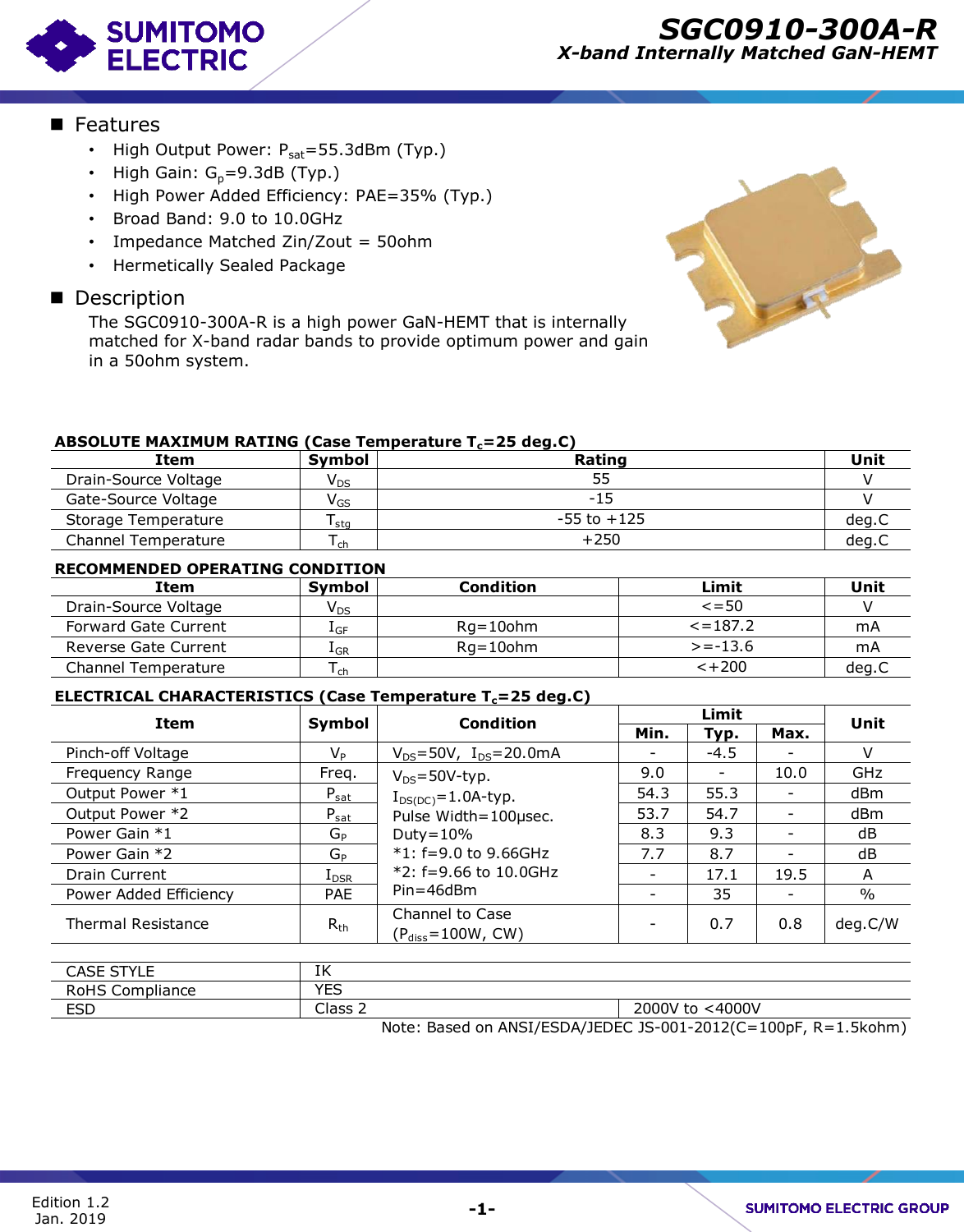# SGC0910-300A-R

*X-band Internally Matched GaN-HEMT*

## Features

- High Output Power: $P_{sat}$=55.3dBm (Typ.)
- High Gain: $G_p$=9.3dB (Typ.)
- High Power Added Efficiency: PAE=35% (Typ.)
- Broad Band: 9.0 to 10.0GHz
- Impedance Matched Zin/Zout = 50ohm
- Hermetically Sealed Package

## Description

The SGC0910-300A-R is a high power GaN-HEMT that is internally matched for X-band radar bands to provide optimum power and gain in a 50ohm system.

**ABSOLUTE MAXIMUM RATING (Case Temperature $T_c$=25 deg.C)**

| Item | Symbol | Rating | Unit |
|---|---|---|---|
| Drain-Source Voltage | $V_{DS}$ | 55 | V |
| Gate-Source Voltage | $V_{GS}$ | -15 | V |
| Storage Temperature | $T_{stg}$ | -55 to +125 | deg.C |
| Channel Temperature | $T_{ch}$ | +250 | deg.C |

**RECOMMENDED OPERATING CONDITION**

| Item | Symbol | Condition | Limit | Unit |
|---|---|---|---|---|
| Drain-Source Voltage | $V_{DS}$ | | <=50 | V |
| Forward Gate Current | $I_{GF}$ | Rg=10ohm | <=187.2 | mA |
| Reverse Gate Current | $I_{GR}$ | Rg=10ohm | >=-13.6 | mA |
| Channel Temperature | $T_{ch}$ | | <+200 | deg.C |

**ELECTRICAL CHARACTERISTICS (Case Temperature $T_c$=25 deg.C)**

| Item | Symbol | Condition | Limit | | | Unit |
|---|---|---|---|---|---|---|
| | | | Min. | Typ. | Max. | |
| Pinch-off Voltage | $V_P$ | $V_{DS}$=50V, $I_{DS}$=20.0mA | - | -4.5 | - | V |
| Frequency Range | Freq. | $V_{DS}$=50V-typ. $I_{DS(DC)}$=1.0A-typ. Pulse Width=100μsec. Duty=10% *1: f=9.0 to 9.66GHz *2: f=9.66 to 10.0GHz Pin=46dBm | 9.0 | - | 10.0 | GHz |
| Output Power *1 | $P_{sat}$ | | 54.3 | 55.3 | - | dBm |
| Output Power *2 | $P_{sat}$ | | 53.7 | 54.7 | - | dBm |
| Power Gain *1 | $G_P$ | | 8.3 | 9.3 | - | dB |
| Power Gain *2 | $G_P$ | | 7.7 | 8.7 | - | dB |
| Drain Current | $I_{DSR}$ | | - | 17.1 | 19.5 | A |
| Power Added Efficiency | PAE | | - | 35 | - | % |
| Thermal Resistance | $R_{th}$ | Channel to Case ($P_{diss}$=100W, CW) | - | 0.7 | 0.8 | deg.C/W |

| | | |
|---|---|---|
| CASE STYLE | IK | |
| RoHS Compliance | YES | |
| ESD | Class 2 | 2000V to <4000V |

Note: Based on ANSI/ESDA/JEDEC JS-001-2012(C=100pF, R=1.5kohm)

Edition 1.2
Jan. 2019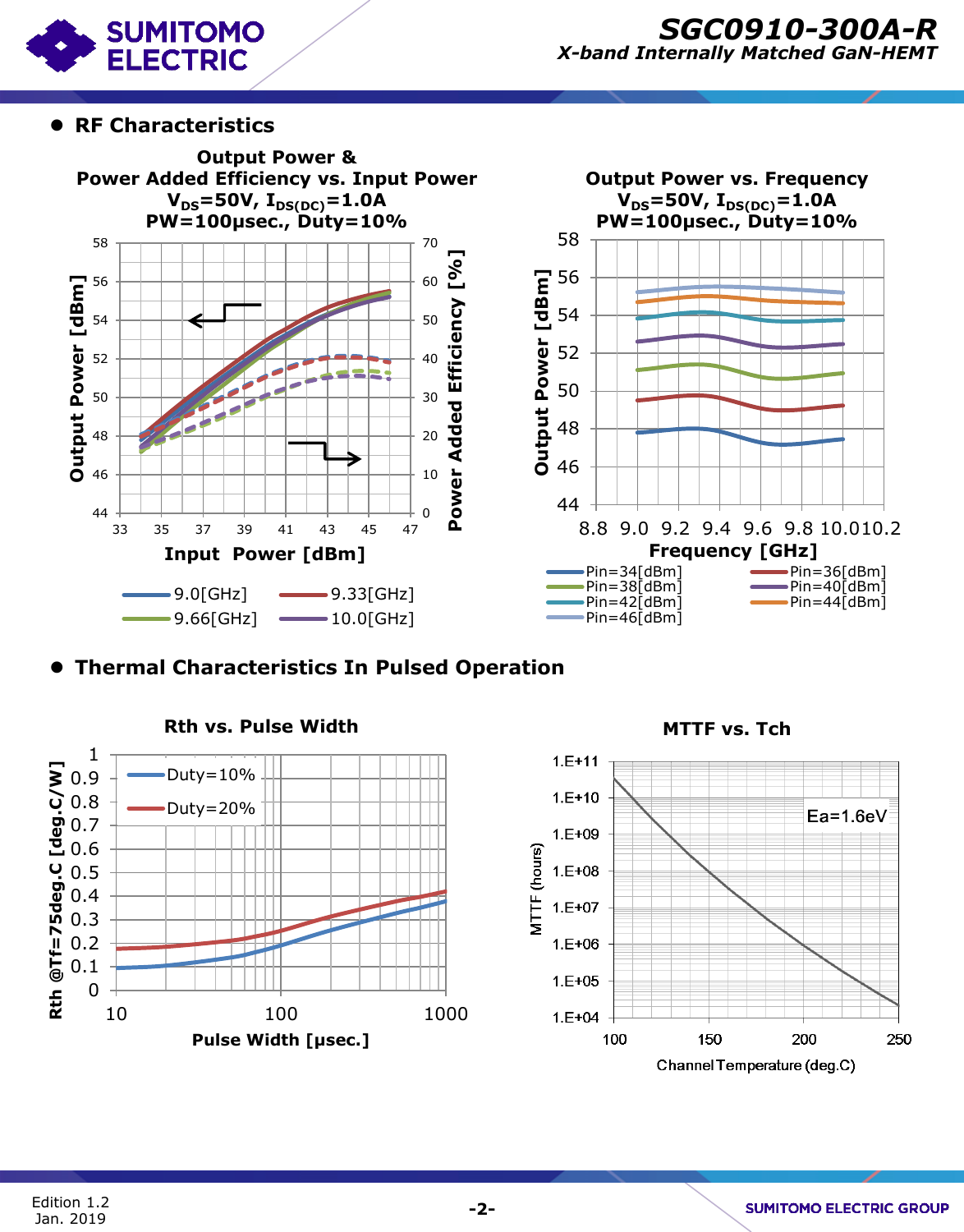## RF Characteristics

**Output Power & Power Added Efficiency vs. Input Power**
$V_{DS}$=50V, $I_{DS(DC)}$=1.0A
PW=100μsec., Duty=10%

Output Power [dBm] / Power Added Efficiency [%] / Input Power [dBm]

9.0[GHz] 9.33[GHz] 9.66[GHz] 10.0[GHz]

**Output Power vs. Frequency**
$V_{DS}$=50V, $I_{DS(DC)}$=1.0A
PW=100μsec., Duty=10%

Output Power [dBm] / Frequency [GHz]

Pin=34[dBm] Pin=36[dBm] Pin=38[dBm] Pin=40[dBm] Pin=42[dBm] Pin=44[dBm] Pin=46[dBm]

## Thermal Characteristics In Pulsed Operation

**Rth vs. Pulse Width**

Rth @Tf=75deg.C [deg.C/W] / Pulse Width [μsec.]

Duty=10% Duty=20%

**MTTF vs. Tch**

MTTF (hours) / Channel Temperature (deg.C)

Ea=1.6eV

Edition 1.2
Jan. 2019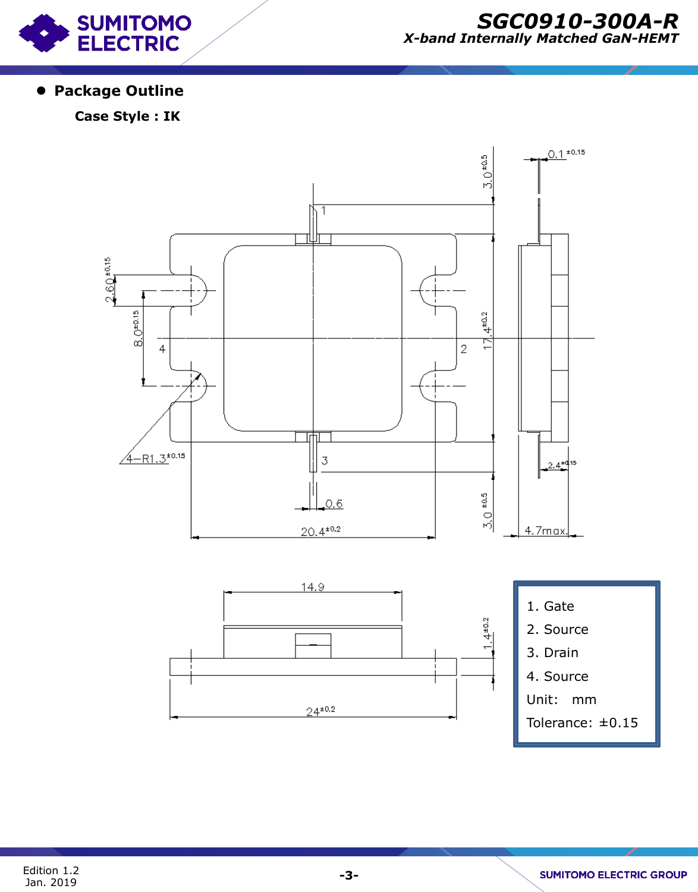## Package Outline

**Case Style : IK**

1. Gate
2. Source
3. Drain
4. Source

Unit: mm

Tolerance: ±0.15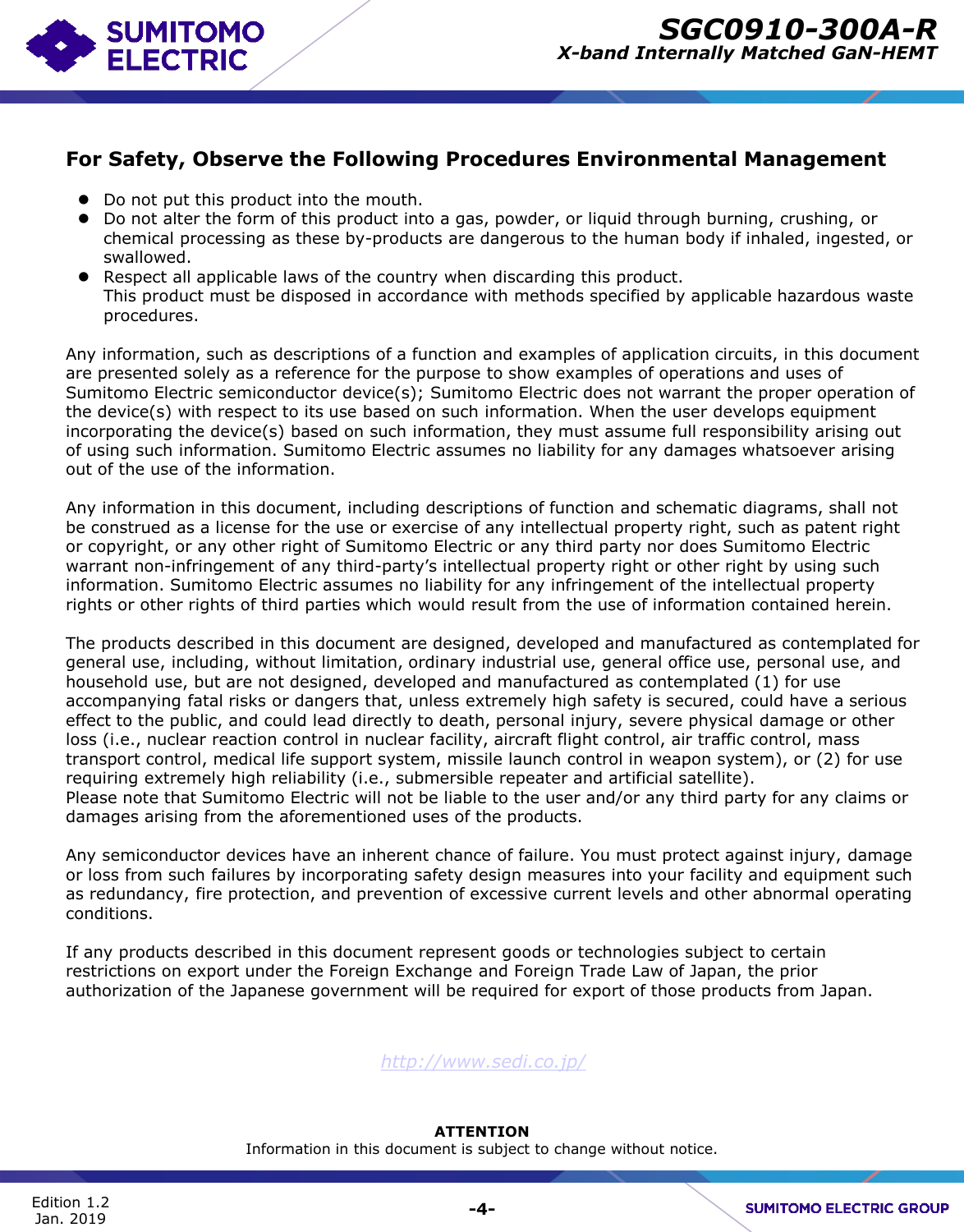## For Safety, Observe the Following Procedures Environmental Management

- Do not put this product into the mouth.
- Do not alter the form of this product into a gas, powder, or liquid through burning, crushing, or chemical processing as these by-products are dangerous to the human body if inhaled, ingested, or swallowed.
- Respect all applicable laws of the country when discarding this product.
  This product must be disposed in accordance with methods specified by applicable hazardous waste procedures.

Any information, such as descriptions of a function and examples of application circuits, in this document are presented solely as a reference for the purpose to show examples of operations and uses of Sumitomo Electric semiconductor device(s); Sumitomo Electric does not warrant the proper operation of the device(s) with respect to its use based on such information. When the user develops equipment incorporating the device(s) based on such information, they must assume full responsibility arising out of using such information. Sumitomo Electric assumes no liability for any damages whatsoever arising out of the use of the information.

Any information in this document, including descriptions of function and schematic diagrams, shall not be construed as a license for the use or exercise of any intellectual property right, such as patent right or copyright, or any other right of Sumitomo Electric or any third party nor does Sumitomo Electric warrant non-infringement of any third-party's intellectual property right or other right by using such information. Sumitomo Electric assumes no liability for any infringement of the intellectual property rights or other rights of third parties which would result from the use of information contained herein.

The products described in this document are designed, developed and manufactured as contemplated for general use, including, without limitation, ordinary industrial use, general office use, personal use, and household use, but are not designed, developed and manufactured as contemplated (1) for use accompanying fatal risks or dangers that, unless extremely high safety is secured, could have a serious effect to the public, and could lead directly to death, personal injury, severe physical damage or other loss (i.e., nuclear reaction control in nuclear facility, aircraft flight control, air traffic control, mass transport control, medical life support system, missile launch control in weapon system), or (2) for use requiring extremely high reliability (i.e., submersible repeater and artificial satellite).
Please note that Sumitomo Electric will not be liable to the user and/or any third party for any claims or damages arising from the aforementioned uses of the products.

Any semiconductor devices have an inherent chance of failure. You must protect against injury, damage or loss from such failures by incorporating safety design measures into your facility and equipment such as redundancy, fire protection, and prevention of excessive current levels and other abnormal operating conditions.

If any products described in this document represent goods or technologies subject to certain restrictions on export under the Foreign Exchange and Foreign Trade Law of Japan, the prior authorization of the Japanese government will be required for export of those products from Japan.

http://www.sedi.co.jp/

**ATTENTION**
Information in this document is subject to change without notice.